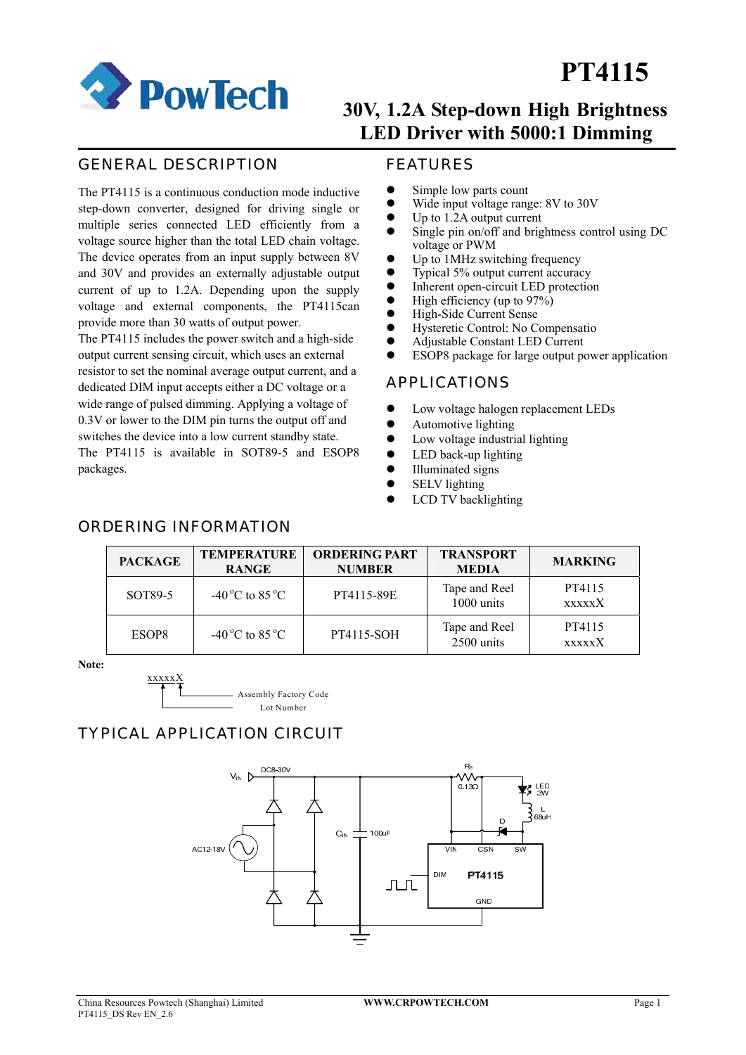# PT4115

## 30V, 1.2A Step-down High Brightness LED Driver with 5000:1 Dimming

## GENERAL DESCRIPTION

The PT4115 is a continuous conduction mode inductive step-down converter, designed for driving single or multiple series connected LED efficiently from a voltage source higher than the total LED chain voltage. The device operates from an input supply between 8V and 30V and provides an externally adjustable output current of up to 1.2A. Depending upon the supply voltage and external components, the PT4115can provide more than 30 watts of output power.

The PT4115 includes the power switch and a high-side output current sensing circuit, which uses an external resistor to set the nominal average output current, and a dedicated DIM input accepts either a DC voltage or a wide range of pulsed dimming. Applying a voltage of 0.3V or lower to the DIM pin turns the output off and switches the device into a low current standby state.

The PT4115 is available in SOT89-5 and ESOP8 packages.

## FEATURES

- Simple low parts count
- Wide input voltage range: 8V to 30V
- Up to 1.2A output current
- Single pin on/off and brightness control using DC voltage or PWM
- Up to 1MHz switching frequency
- Typical 5% output current accuracy
- Inherent open-circuit LED protection
- High efficiency (up to 97%)
- High-Side Current Sense
- Hysteretic Control: No Compensatio
- Adjustable Constant LED Current
- ESOP8 package for large output power application

## APPLICATIONS

- Low voltage halogen replacement LEDs
- Automotive lighting
- Low voltage industrial lighting
- LED back-up lighting
- Illuminated signs
- SELV lighting
- LCD TV backlighting

## ORDERING INFORMATION

| PACKAGE | TEMPERATURE RANGE | ORDERING PART NUMBER | TRANSPORT MEDIA | MARKING |
|---|---|---|---|---|
| SOT89-5 | -40 °C to 85 °C | PT4115-89E | Tape and Reel 1000 units | PT4115 xxxxxX |
| ESOP8 | -40 °C to 85 °C | PT4115-SOH | Tape and Reel 2500 units | PT4115 xxxxxX |

**Note:**

xxxxxX — X: Assembly Factory Code; xxxxx: Lot Number

## TYPICAL APPLICATION CIRCUIT

$V_{IN}$ DC8-30V; AC12-18V; $C_{IN}$ 100uF; $R_S$ 0.13Ω; LED 3W; L 68uH; D; PT4115 (VIN, CSN, SW, DIM, GND)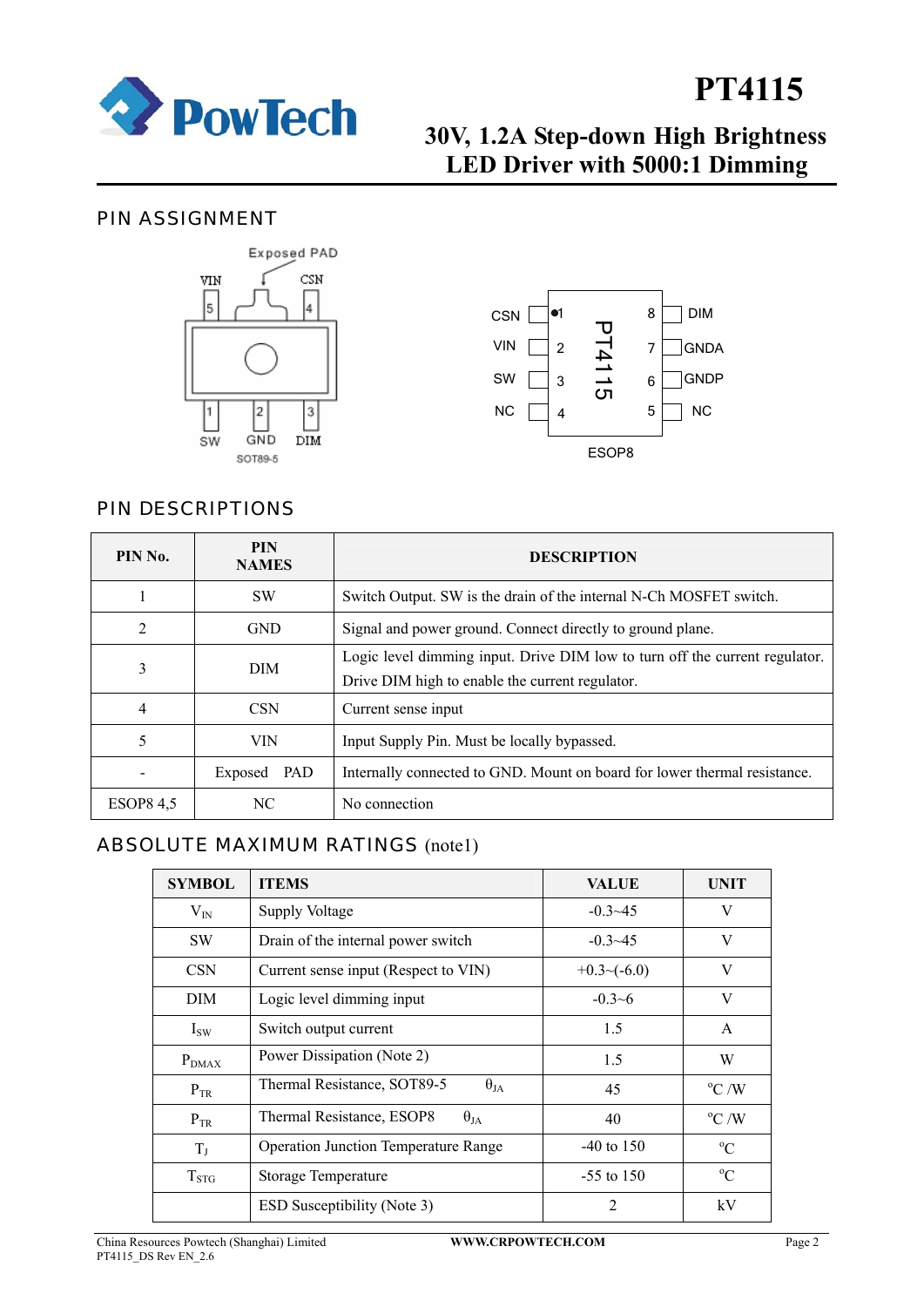# PIN ASSIGNMENT

Exposed PAD

VIN 5, CSN 4

1 SW, 2 GND, 3 DIM

SOT89-5

| CSN | 1 | | 8 | DIM |
|---|---|---|---|---|
| VIN | 2 | PT4115 | 7 | GNDA |
| SW | 3 | | 6 | GNDP |
| NC | 4 | | 5 | NC |

ESOP8

# PIN DESCRIPTIONS

| PIN No. | PIN NAMES | DESCRIPTION |
|---|---|---|
| 1 | SW | Switch Output. SW is the drain of the internal N-Ch MOSFET switch. |
| 2 | GND | Signal and power ground. Connect directly to ground plane. |
| 3 | DIM | Logic level dimming input. Drive DIM low to turn off the current regulator. Drive DIM high to enable the current regulator. |
| 4 | CSN | Current sense input |
| 5 | VIN | Input Supply Pin. Must be locally bypassed. |
| - | Exposed PAD | Internally connected to GND. Mount on board for lower thermal resistance. |
| ESOP8 4,5 | NC | No connection |

# ABSOLUTE MAXIMUM RATINGS (note1)

| SYMBOL | ITEMS | VALUE | UNIT |
|---|---|---|---|
| $V_{IN}$ | Supply Voltage | -0.3~45 | V |
| SW | Drain of the internal power switch | -0.3~45 | V |
| CSN | Current sense input (Respect to VIN) | +0.3~(-6.0) | V |
| DIM | Logic level dimming input | -0.3~6 | V |
| $I_{SW}$ | Switch output current | 1.5 | A |
| $P_{DMAX}$ | Power Dissipation (Note 2) | 1.5 | W |
| $P_{TR}$ | Thermal Resistance, SOT89-5 $\theta_{JA}$ | 45 | °C /W |
| $P_{TR}$ | Thermal Resistance, ESOP8 $\theta_{JA}$ | 40 | °C /W |
| $T_J$ | Operation Junction Temperature Range | -40 to 150 | °C |
| $T_{STG}$ | Storage Temperature | -55 to 150 | °C |
| | ESD Susceptibility (Note 3) | 2 | kV |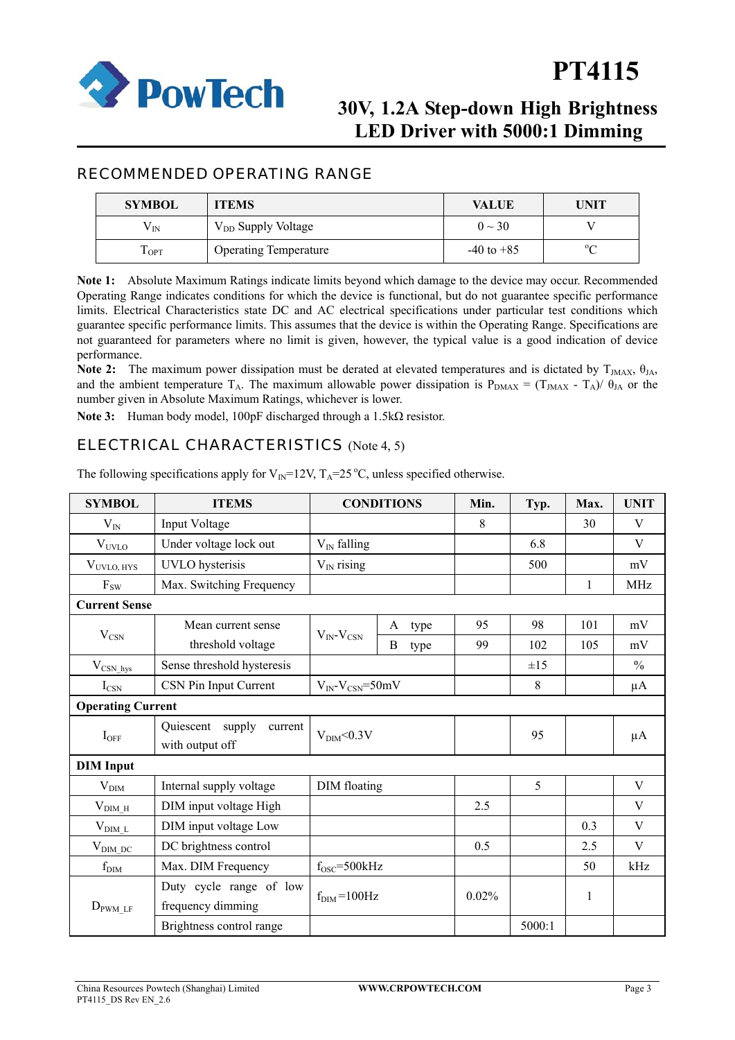## RECOMMENDED OPERATING RANGE

| SYMBOL | ITEMS | VALUE | UNIT |
|---|---|---|---|
| $V_{IN}$ | $V_{DD}$ Supply Voltage | 0 ~ 30 | V |
| $T_{OPT}$ | Operating Temperature | -40 to +85 | °C |

**Note 1:** Absolute Maximum Ratings indicate limits beyond which damage to the device may occur. Recommended Operating Range indicates conditions for which the device is functional, but do not guarantee specific performance limits. Electrical Characteristics state DC and AC electrical specifications under particular test conditions which guarantee specific performance limits. This assumes that the device is within the Operating Range. Specifications are not guaranteed for parameters where no limit is given, however, the typical value is a good indication of device performance.

**Note 2:** The maximum power dissipation must be derated at elevated temperatures and is dictated by $T_{JMAX}$, $\theta_{JA}$, and the ambient temperature $T_A$. The maximum allowable power dissipation is $P_{DMAX} = (T_{JMAX} - T_A)/\ \theta_{JA}$ or the number given in Absolute Maximum Ratings, whichever is lower.

**Note 3:** Human body model, 100pF discharged through a 1.5kΩ resistor.

## ELECTRICAL CHARACTERISTICS (Note 4, 5)

The following specifications apply for $V_{IN}$=12V, $T_A$=25 °C, unless specified otherwise.

| SYMBOL | ITEMS | CONDITIONS | | Min. | Typ. | Max. | UNIT |
|---|---|---|---|---|---|---|---|
| $V_{IN}$ | Input Voltage | | | 8 | | 30 | V |
| $V_{UVLO}$ | Under voltage lock out | $V_{IN}$ falling | | | 6.8 | | V |
| $V_{UVLO,\ HYS}$ | UVLO hysterisis | $V_{IN}$ rising | | | 500 | | mV |
| $F_{SW}$ | Max. Switching Frequency | | | | | 1 | MHz |
| **Current Sense** | | | | | | | |
| $V_{CSN}$ | Mean current sense threshold voltage | $V_{IN}$-$V_{CSN}$ | A type | 95 | 98 | 101 | mV |
| | | | B type | 99 | 102 | 105 | mV |
| $V_{CSN\_hys}$ | Sense threshold hysteresis | | | | ±15 | | % |
| $I_{CSN}$ | CSN Pin Input Current | $V_{IN}$-$V_{CSN}$=50mV | | | 8 | | µA |
| **Operating Current** | | | | | | | |
| $I_{OFF}$ | Quiescent supply current with output off | $V_{DIM}$<0.3V | | | 95 | | µA |
| **DIM Input** | | | | | | | |
| $V_{DIM}$ | Internal supply voltage | DIM floating | | | 5 | | V |
| $V_{DIM\_H}$ | DIM input voltage High | | | 2.5 | | | V |
| $V_{DIM\_L}$ | DIM input voltage Low | | | | | 0.3 | V |
| $V_{DIM\_DC}$ | DC brightness control | | | 0.5 | | 2.5 | V |
| $f_{DIM}$ | Max. DIM Frequency | $f_{OSC}$=500kHz | | | | 50 | kHz |
| $D_{PWM\_LF}$ | Duty cycle range of low frequency dimming | $f_{DIM}$=100Hz | | 0.02% | | 1 | |
| | Brightness control range | | | | 5000:1 | | |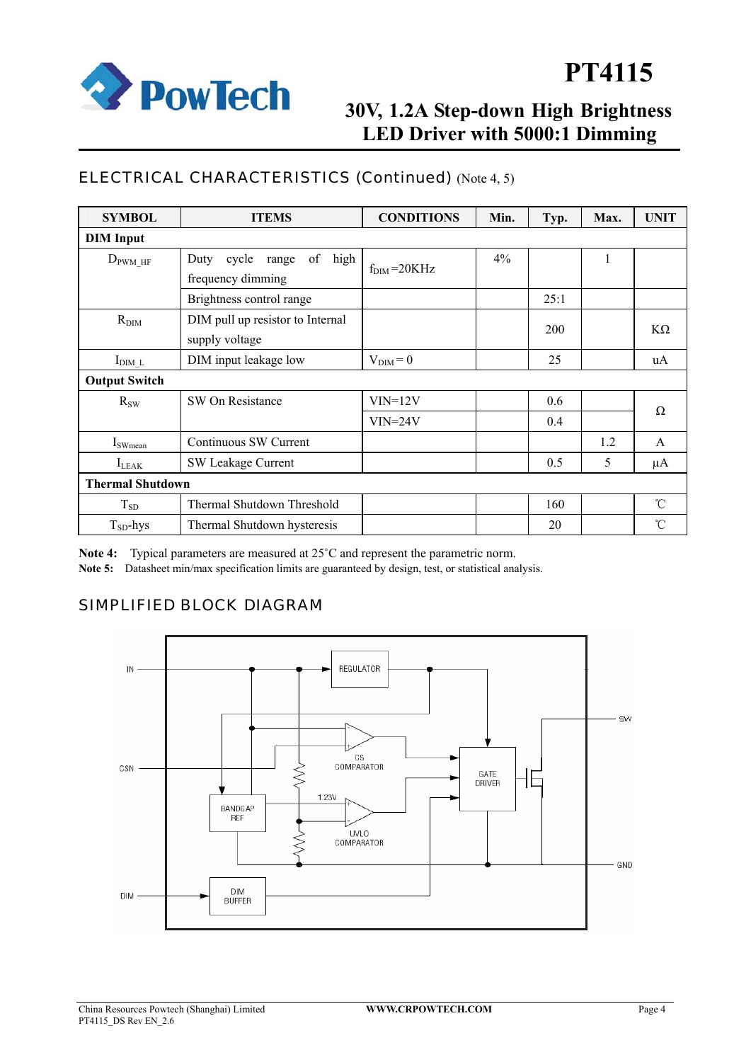## ELECTRICAL CHARACTERISTICS (Continued) (Note 4, 5)

| SYMBOL | ITEMS | CONDITIONS | Min. | Typ. | Max. | UNIT |
|---|---|---|---|---|---|---|
| **DIM Input** | | | | | | |
| $D_{PWM\_HF}$ | Duty cycle range of high frequency dimming | $f_{DIM}$=20KHz | 4% | | 1 | |
| | Brightness control range | | | 25:1 | | |
| $R_{DIM}$ | DIM pull up resistor to Internal supply voltage | | | 200 | | KΩ |
| $I_{DIM\_L}$ | DIM input leakage low | $V_{DIM}$ = 0 | | 25 | | uA |
| **Output Switch** | | | | | | |
| $R_{SW}$ | SW On Resistance | VIN=12V | | 0.6 | | Ω |
| | | VIN=24V | | 0.4 | | |
| $I_{SWmean}$ | Continuous SW Current | | | | 1.2 | A |
| $I_{LEAK}$ | SW Leakage Current | | | 0.5 | 5 | μA |
| **Thermal Shutdown** | | | | | | |
| $T_{SD}$ | Thermal Shutdown Threshold | | | 160 | | ℃ |
| $T_{SD}$-hys | Thermal Shutdown hysteresis | | | 20 | | ℃ |

**Note 4:** Typical parameters are measured at 25°C and represent the parametric norm.

**Note 5:** Datasheet min/max specification limits are guaranteed by design, test, or statistical analysis.

## SIMPLIFIED BLOCK DIAGRAM

IN, CSN, DIM, SW, GND, REGULATOR, CS COMPARATOR, GATE DRIVER, BANDGAP REF, 1.23V, UVLO COMPARATOR, DIM BUFFER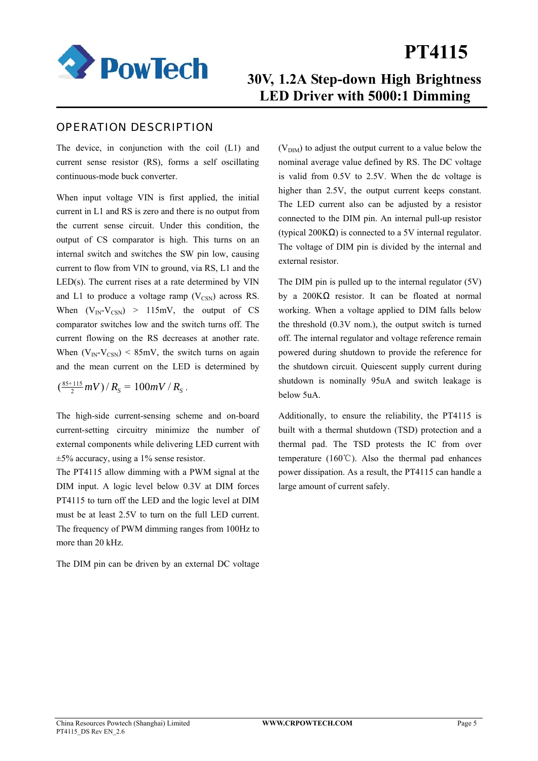## OPERATION DESCRIPTION

The device, in conjunction with the coil (L1) and current sense resistor (RS), forms a self oscillating continuous-mode buck converter.

When input voltage VIN is first applied, the initial current in L1 and RS is zero and there is no output from the current sense circuit. Under this condition, the output of CS comparator is high. This turns on an internal switch and switches the SW pin low, causing current to flow from VIN to ground, via RS, L1 and the LED(s). The current rises at a rate determined by VIN and L1 to produce a voltage ramp ($V_{CSN}$) across RS. When ($V_{IN}$-$V_{CSN}$) > 115mV, the output of CS comparator switches low and the switch turns off. The current flowing on the RS decreases at another rate. When ($V_{IN}$-$V_{CSN}$) < 85mV, the switch turns on again and the mean current on the LED is determined by $(\frac{85+115}{2}mV)/R_S = 100mV/R_S$ .

The high-side current-sensing scheme and on-board current-setting circuitry minimize the number of external components while delivering LED current with ±5% accuracy, using a 1% sense resistor.

The PT4115 allow dimming with a PWM signal at the DIM input. A logic level below 0.3V at DIM forces PT4115 to turn off the LED and the logic level at DIM must be at least 2.5V to turn on the full LED current. The frequency of PWM dimming ranges from 100Hz to more than 20 kHz.

The DIM pin can be driven by an external DC voltage ($V_{DIM}$) to adjust the output current to a value below the nominal average value defined by RS. The DC voltage is valid from 0.5V to 2.5V. When the dc voltage is higher than 2.5V, the output current keeps constant. The LED current also can be adjusted by a resistor connected to the DIM pin. An internal pull-up resistor (typical 200KΩ) is connected to a 5V internal regulator. The voltage of DIM pin is divided by the internal and external resistor.

The DIM pin is pulled up to the internal regulator (5V) by a 200KΩ resistor. It can be floated at normal working. When a voltage applied to DIM falls below the threshold (0.3V nom.), the output switch is turned off. The internal regulator and voltage reference remain powered during shutdown to provide the reference for the shutdown circuit. Quiescent supply current during shutdown is nominally 95uA and switch leakage is below 5uA.

Additionally, to ensure the reliability, the PT4115 is built with a thermal shutdown (TSD) protection and a thermal pad. The TSD protests the IC from over temperature (160℃). Also the thermal pad enhances power dissipation. As a result, the PT4115 can handle a large amount of current safely.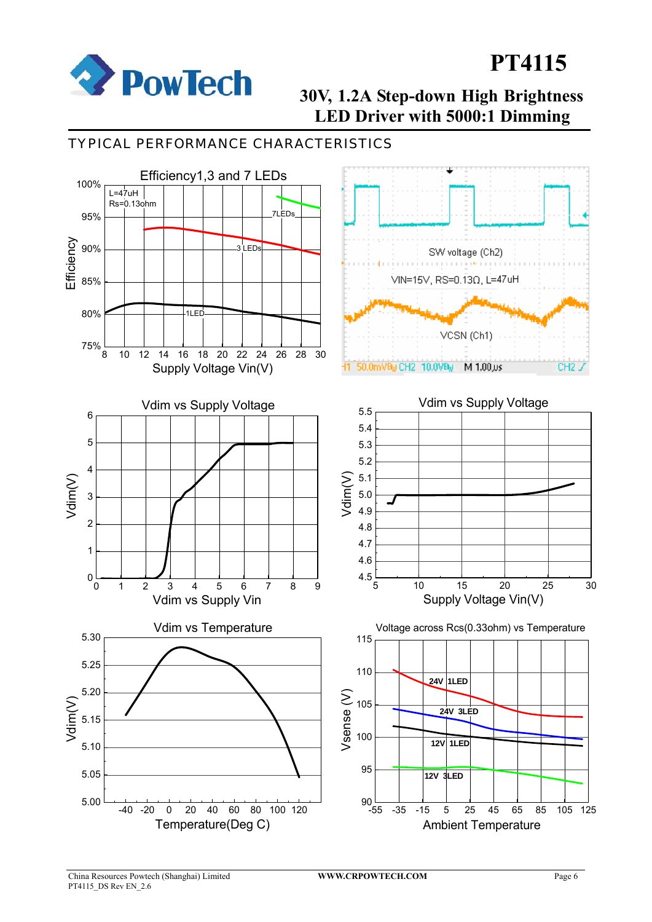## TYPICAL PERFORMANCE CHARACTERISTICS

Efficiency1,3 and 7 LEDs

L=47uH
Rs=0.13ohm

7LEDs
3 LEDs
1LED

Efficiency: 100%, 95%, 90%, 85%, 80%, 75%

Supply Voltage Vin(V): 8, 10, 12, 14, 16, 18, 20, 22, 24, 26, 28, 30

SW voltage (Ch2)

VIN=15V, RS=0.13Ω, L=47uH

VCSN (Ch1)

1 50.0mV CH2 10.0V M 1.00μs CH2

Vdim vs Supply Voltage

Vdim(V): 0, 1, 2, 3, 4, 5, 6

Vdim vs Supply Vin: 0, 1, 2, 3, 4, 5, 6, 7, 8, 9

Vdim vs Supply Voltage

Vdim(V): 4.5, 4.6, 4.7, 4.8, 4.9, 5.0, 5.1, 5.2, 5.3, 5.4, 5.5

Supply Voltage Vin(V): 5, 10, 15, 20, 25, 30

Vdim vs Temperature

Vdim(V): 5.00, 5.05, 5.10, 5.15, 5.20, 5.25, 5.30

Temperature(Deg C): -40, -20, 0, 20, 40, 60, 80, 100, 120

Voltage across Rcs(0.33ohm) vs Temperature

24V 1LED
24V 3LED
12V 1LED
12V 3LED

Vsense (V): 90, 95, 100, 105, 110, 115

Ambient Temperature: -55, -35, -15, 5, 25, 45, 65, 85, 105, 125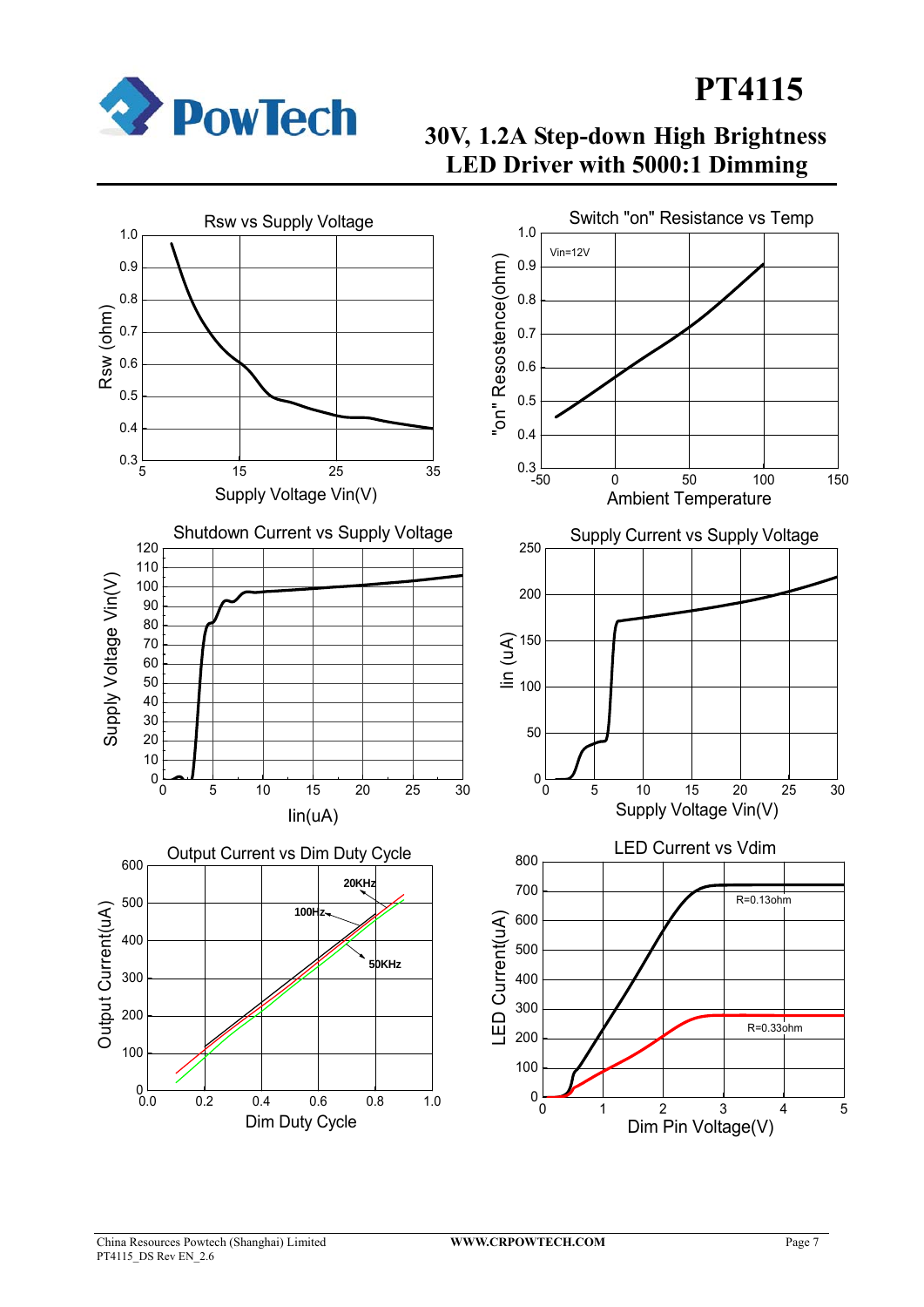Rsw vs Supply Voltage

Switch "on" Resistance vs Temp

Shutdown Current vs Supply Voltage

Supply Current vs Supply Voltage

Output Current vs Dim Duty Cycle

LED Current vs Vdim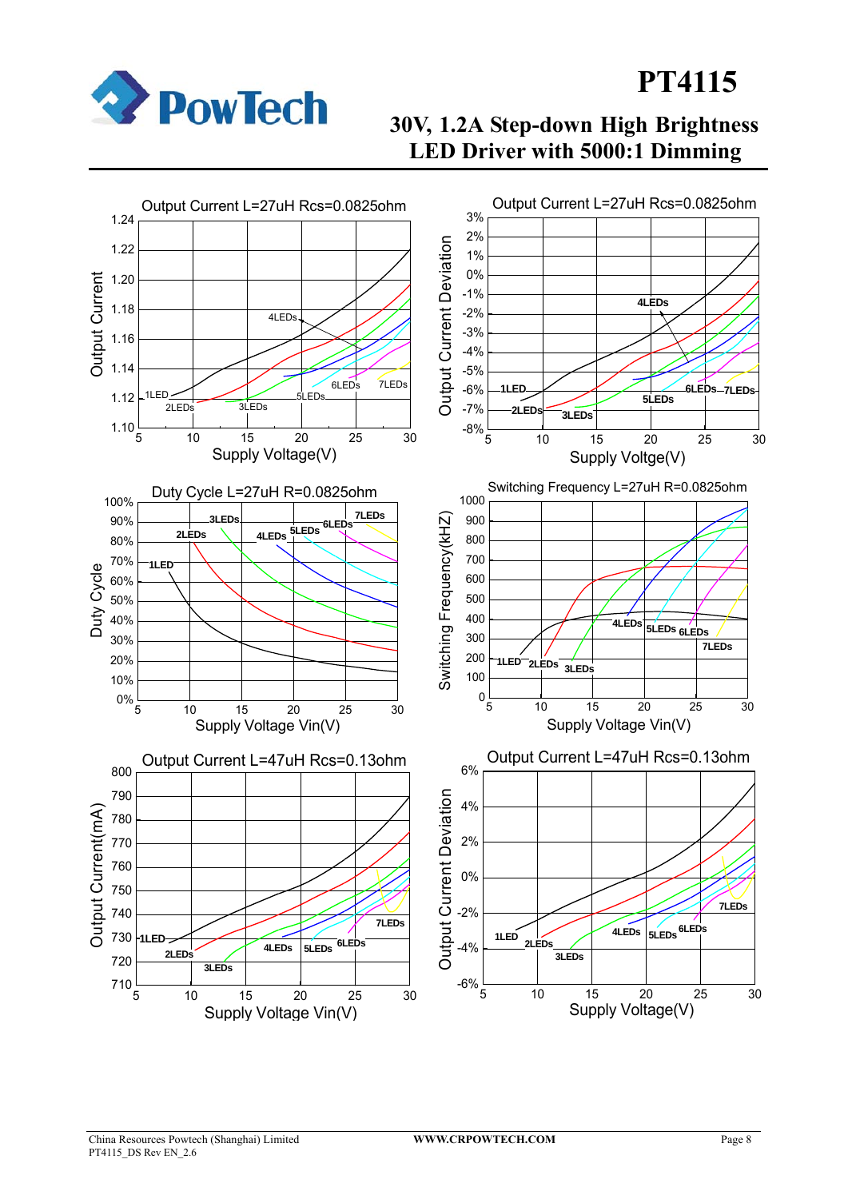Output Current L=27uH Rcs=0.0825ohm

Output Current Deviation — Output Current L=27uH Rcs=0.0825ohm

Duty Cycle L=27uH R=0.0825ohm

Switching Frequency L=27uH R=0.0825ohm

Output Current L=47uH Rcs=0.13ohm

Output Current Deviation — Output Current L=47uH Rcs=0.13ohm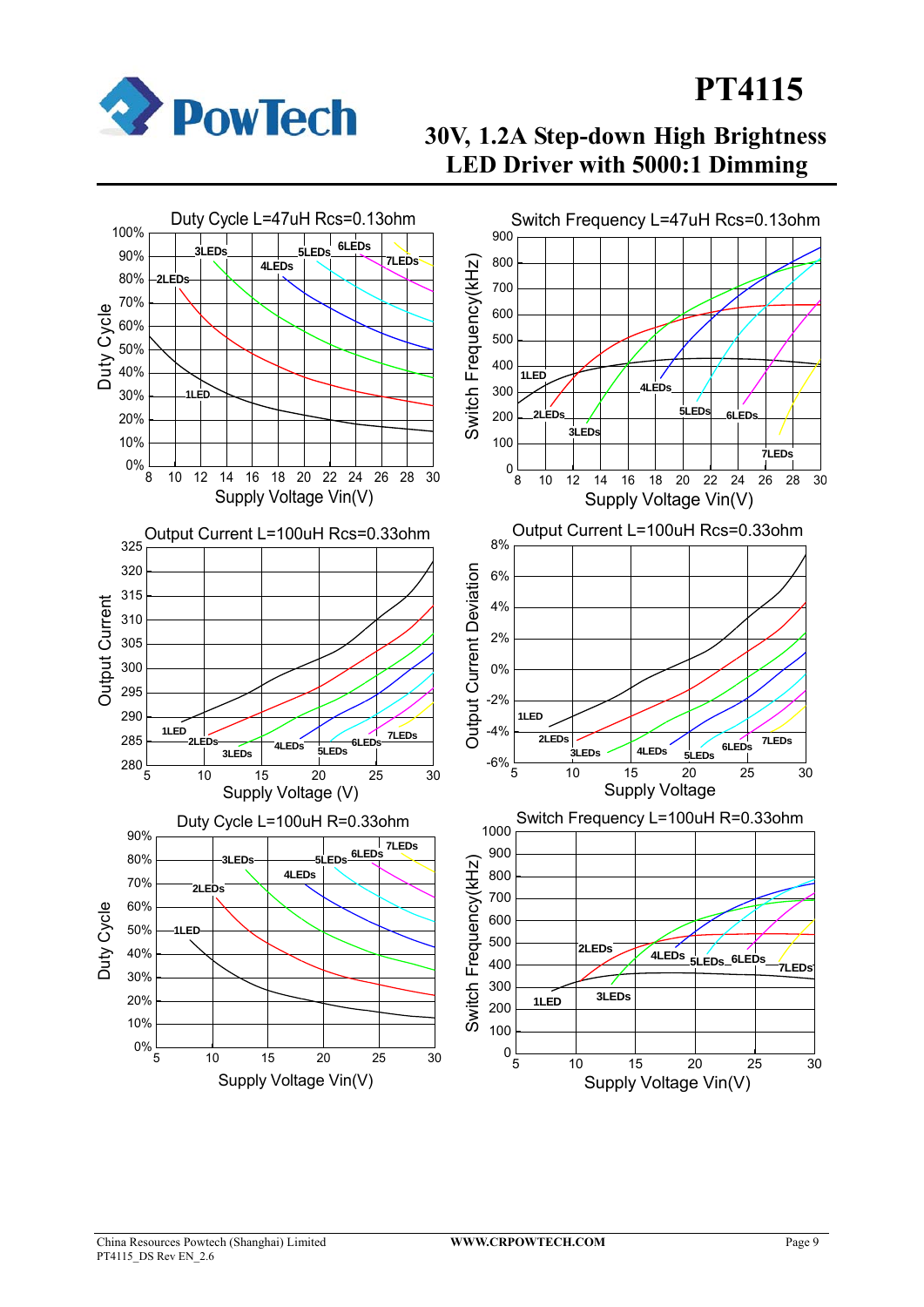Duty Cycle L=47uH Rcs=0.13ohm

Switch Frequency L=47uH Rcs=0.13ohm

Output Current L=100uH Rcs=0.33ohm

Output Current L=100uH Rcs=0.33ohm

Duty Cycle L=100uH R=0.33ohm

Switch Frequency L=100uH R=0.33ohm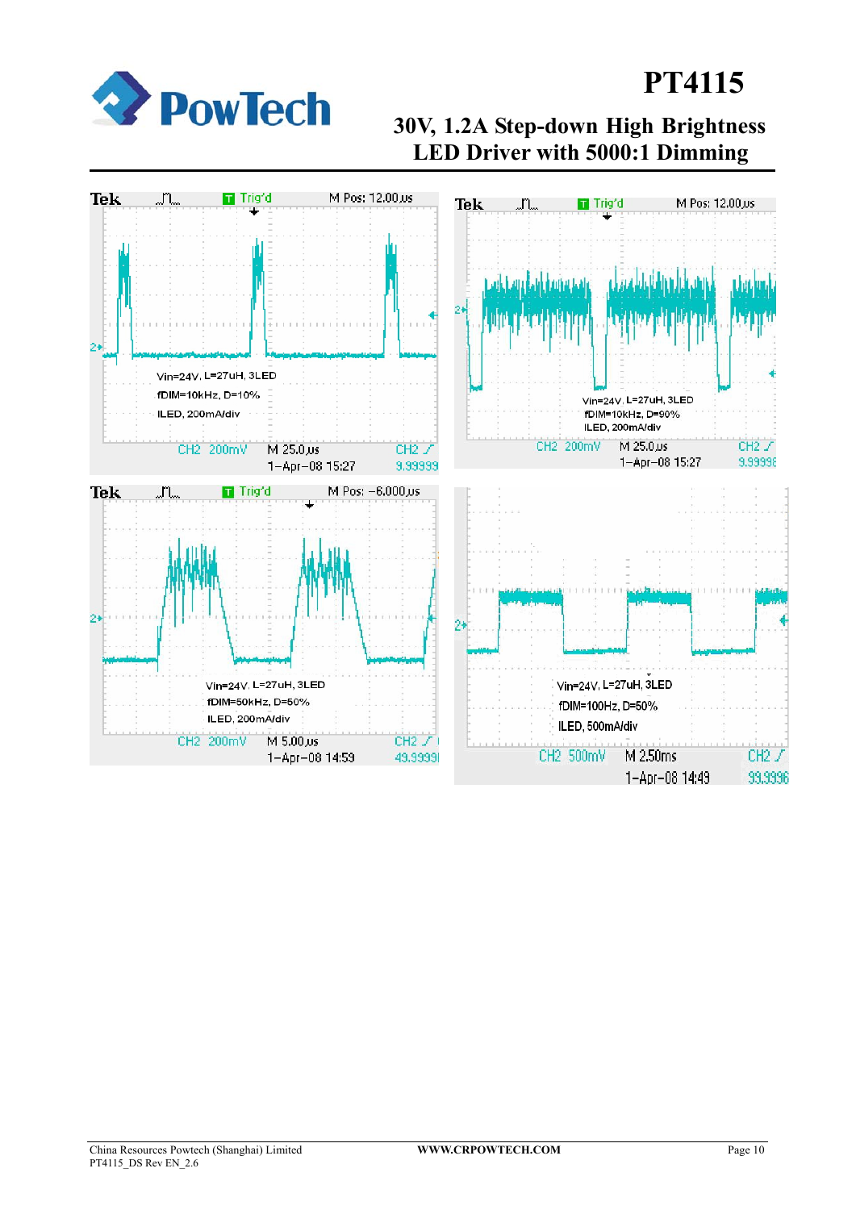Vin=24V, L=27uH, 3LED
fDIM=10kHz, D=10%
ILED, 200mA/div

Vin=24V, L=27uH, 3LED
fDIM=10kHz, D=90%
ILED, 200mA/div

Vin=24V, L=27uH, 3LED
fDIM=50kHz, D=50%
ILED, 200mA/div

Vin=24V, L=27uH, 3LED
fDIM=100Hz, D=50%
ILED, 500mA/div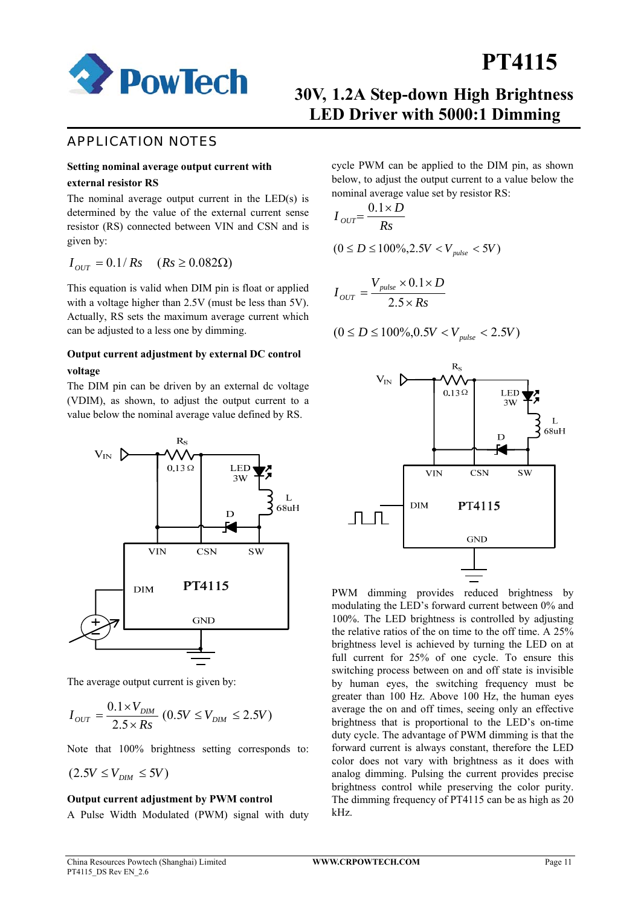## APPLICATION NOTES

**Setting nominal average output current with external resistor RS**

The nominal average output current in the LED(s) is determined by the value of the external current sense resistor (RS) connected between VIN and CSN and is given by:

$$I_{OUT} = 0.1/Rs \quad (Rs \geq 0.082\Omega)$$

This equation is valid when DIM pin is float or applied with a voltage higher than 2.5V (must be less than 5V). Actually, RS sets the maximum average current which can be adjusted to a less one by dimming.

**Output current adjustment by external DC control voltage**

The DIM pin can be driven by an external dc voltage (VDIM), as shown, to adjust the output current to a value below the nominal average value defined by RS.

The average output current is given by:

$$I_{OUT} = \frac{0.1 \times V_{DIM}}{2.5 \times Rs} \; (0.5V \leq V_{DIM} \leq 2.5V)$$

Note that 100% brightness setting corresponds to:

$$(2.5V \leq V_{DIM} \leq 5V)$$

**Output current adjustment by PWM control**

A Pulse Width Modulated (PWM) signal with duty cycle PWM can be applied to the DIM pin, as shown below, to adjust the output current to a value below the nominal average value set by resistor RS:

$$I_{OUT} = \frac{0.1 \times D}{Rs}$$

$$(0 \leq D \leq 100\%, 2.5V < V_{pulse} < 5V)$$

$$I_{OUT} = \frac{V_{pulse} \times 0.1 \times D}{2.5 \times Rs}$$

$$(0 \leq D \leq 100\%, 0.5V < V_{pulse} < 2.5V)$$

PWM dimming provides reduced brightness by modulating the LED's forward current between 0% and 100%. The LED brightness is controlled by adjusting the relative ratios of the on time to the off time. A 25% brightness level is achieved by turning the LED on at full current for 25% of one cycle. To ensure this switching process between on and off state is invisible by human eyes, the switching frequency must be greater than 100 Hz. Above 100 Hz, the human eyes average the on and off times, seeing only an effective brightness that is proportional to the LED's on-time duty cycle. The advantage of PWM dimming is that the forward current is always constant, therefore the LED color does not vary with brightness as it does with analog dimming. Pulsing the current provides precise brightness control while preserving the color purity. The dimming frequency of PT4115 can be as high as 20 kHz.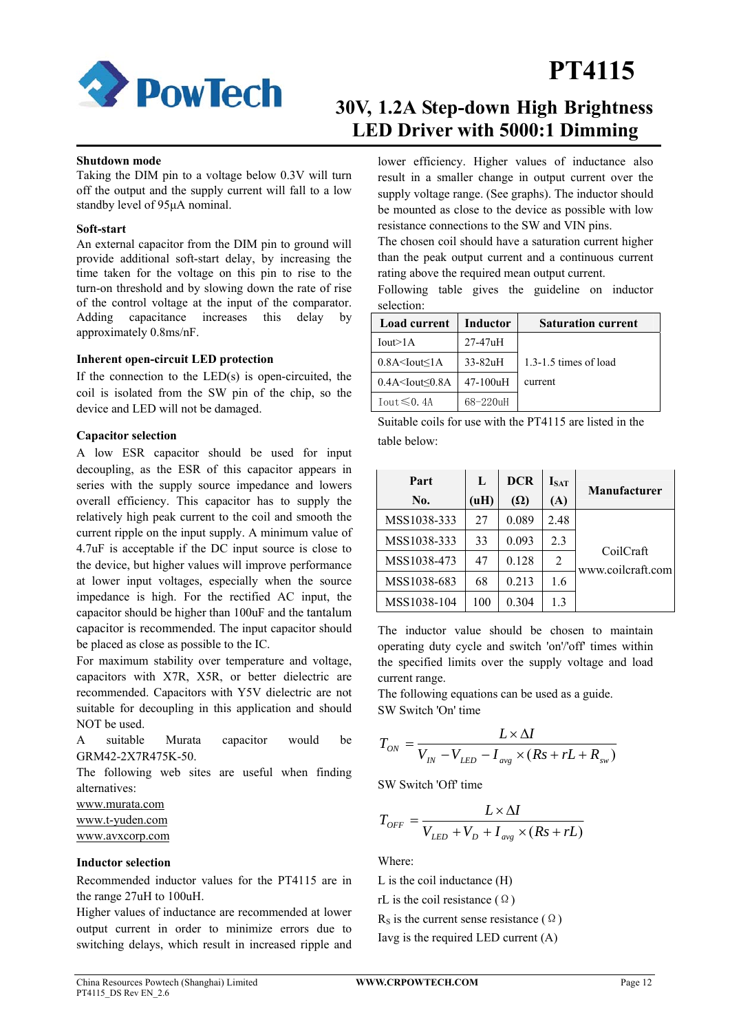### Shutdown mode

Taking the DIM pin to a voltage below 0.3V will turn off the output and the supply current will fall to a low standby level of 95μA nominal.

### Soft-start

An external capacitor from the DIM pin to ground will provide additional soft-start delay, by increasing the time taken for the voltage on this pin to rise to the turn-on threshold and by slowing down the rate of rise of the control voltage at the input of the comparator. Adding capacitance increases this delay by approximately 0.8ms/nF.

### Inherent open-circuit LED protection

If the connection to the LED(s) is open-circuited, the coil is isolated from the SW pin of the chip, so the device and LED will not be damaged.

### Capacitor selection

A low ESR capacitor should be used for input decoupling, as the ESR of this capacitor appears in series with the supply source impedance and lowers overall efficiency. This capacitor has to supply the relatively high peak current to the coil and smooth the current ripple on the input supply. A minimum value of 4.7uF is acceptable if the DC input source is close to the device, but higher values will improve performance at lower input voltages, especially when the source impedance is high. For the rectified AC input, the capacitor should be higher than 100uF and the tantalum capacitor is recommended. The input capacitor should be placed as close as possible to the IC.

For maximum stability over temperature and voltage, capacitors with X7R, X5R, or better dielectric are recommended. Capacitors with Y5V dielectric are not suitable for decoupling in this application and should NOT be used.

A suitable Murata capacitor would be GRM42-2X7R475K-50.

The following web sites are useful when finding alternatives:

www.murata.com
www.t-yuden.com
www.avxcorp.com

### Inductor selection

Recommended inductor values for the PT4115 are in the range 27uH to 100uH.

Higher values of inductance are recommended at lower output current in order to minimize errors due to switching delays, which result in increased ripple and lower efficiency. Higher values of inductance also result in a smaller change in output current over the supply voltage range. (See graphs). The inductor should be mounted as close to the device as possible with low resistance connections to the SW and VIN pins.

The chosen coil should have a saturation current higher than the peak output current and a continuous current rating above the required mean output current.

Following table gives the guideline on inductor selection:

| Load current | Inductor | Saturation current |
|---|---|---|
| Iout>1A | 27-47uH | 1.3-1.5 times of load current |
| 0.8A<Iout≤1A | 33-82uH | |
| 0.4A<Iout≤0.8A | 47-100uH | |
| Iout≤0.4A | 68-220uH | |

Suitable coils for use with the PT4115 are listed in the table below:

| Part No. | L (uH) | DCR (Ω) | $I_{SAT}$ (A) | Manufacturer |
|---|---|---|---|---|
| MSS1038-333 | 27 | 0.089 | 2.48 | CoilCraft www.coilcraft.com |
| MSS1038-333 | 33 | 0.093 | 2.3 | |
| MSS1038-473 | 47 | 0.128 | 2 | |
| MSS1038-683 | 68 | 0.213 | 1.6 | |
| MSS1038-104 | 100 | 0.304 | 1.3 | |

The inductor value should be chosen to maintain operating duty cycle and switch 'on'/'off' times within the specified limits over the supply voltage and load current range.

The following equations can be used as a guide.

SW Switch 'On' time

$$T_{ON} = \frac{L \times \Delta I}{V_{IN} - V_{LED} - I_{avg} \times (Rs + rL + R_{sw})}$$

SW Switch 'Off' time

$$T_{OFF} = \frac{L \times \Delta I}{V_{LED} + V_D + I_{avg} \times (Rs + rL)}$$

Where:

L is the coil inductance (H)

rL is the coil resistance (Ω)

$R_S$ is the current sense resistance (Ω)

Iavg is the required LED current (A)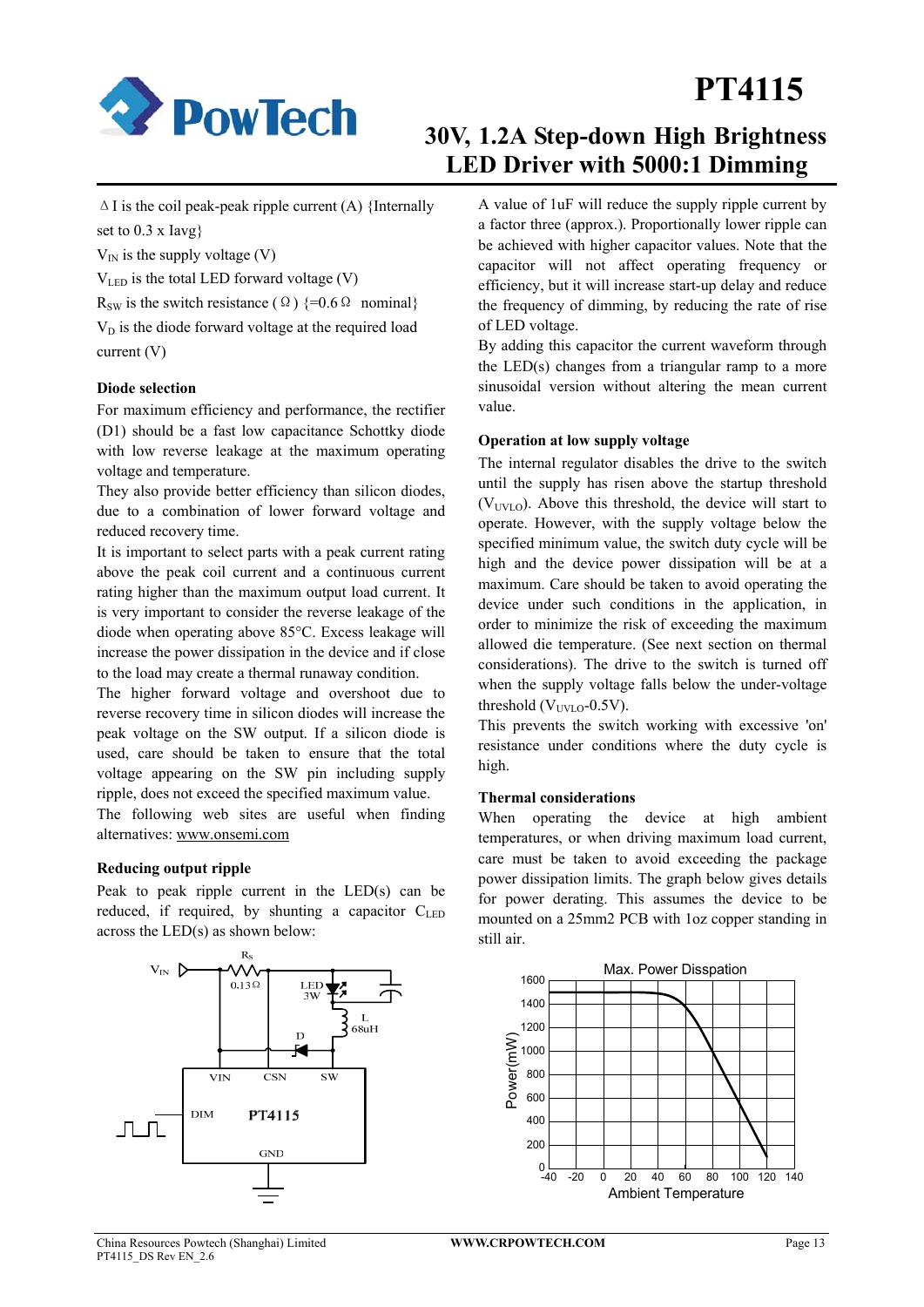ΔI is the coil peak-peak ripple current (A) {Internally set to 0.3 x Iavg}

$V_{IN}$ is the supply voltage (V)

$V_{LED}$ is the total LED forward voltage (V)

$R_{SW}$ is the switch resistance (Ω) {=0.6Ω nominal}

$V_D$ is the diode forward voltage at the required load current (V)

**Diode selection**

For maximum efficiency and performance, the rectifier (D1) should be a fast low capacitance Schottky diode with low reverse leakage at the maximum operating voltage and temperature.

They also provide better efficiency than silicon diodes, due to a combination of lower forward voltage and reduced recovery time.

It is important to select parts with a peak current rating above the peak coil current and a continuous current rating higher than the maximum output load current. It is very important to consider the reverse leakage of the diode when operating above 85°C. Excess leakage will increase the power dissipation in the device and if close to the load may create a thermal runaway condition.

The higher forward voltage and overshoot due to reverse recovery time in silicon diodes will increase the peak voltage on the SW output. If a silicon diode is used, care should be taken to ensure that the total voltage appearing on the SW pin including supply ripple, does not exceed the specified maximum value.

The following web sites are useful when finding alternatives: www.onsemi.com

**Reducing output ripple**

Peak to peak ripple current in the LED(s) can be reduced, if required, by shunting a capacitor $C_{LED}$ across the LED(s) as shown below:

A value of 1uF will reduce the supply ripple current by a factor three (approx.). Proportionally lower ripple can be achieved with higher capacitor values. Note that the capacitor will not affect operating frequency or efficiency, but it will increase start-up delay and reduce the frequency of dimming, by reducing the rate of rise of LED voltage.

By adding this capacitor the current waveform through the LED(s) changes from a triangular ramp to a more sinusoidal version without altering the mean current value.

**Operation at low supply voltage**

The internal regulator disables the drive to the switch until the supply has risen above the startup threshold ($V_{UVLO}$). Above this threshold, the device will start to operate. However, with the supply voltage below the specified minimum value, the switch duty cycle will be high and the device power dissipation will be at a maximum. Care should be taken to avoid operating the device under such conditions in the application, in order to minimize the risk of exceeding the maximum allowed die temperature. (See next section on thermal considerations). The drive to the switch is turned off when the supply voltage falls below the under-voltage threshold ($V_{UVLO}$-0.5V).

This prevents the switch working with excessive 'on' resistance under conditions where the duty cycle is high.

**Thermal considerations**

When operating the device at high ambient temperatures, or when driving maximum load current, care must be taken to avoid exceeding the package power dissipation limits. The graph below gives details for power derating. This assumes the device to be mounted on a 25mm2 PCB with 1oz copper standing in still air.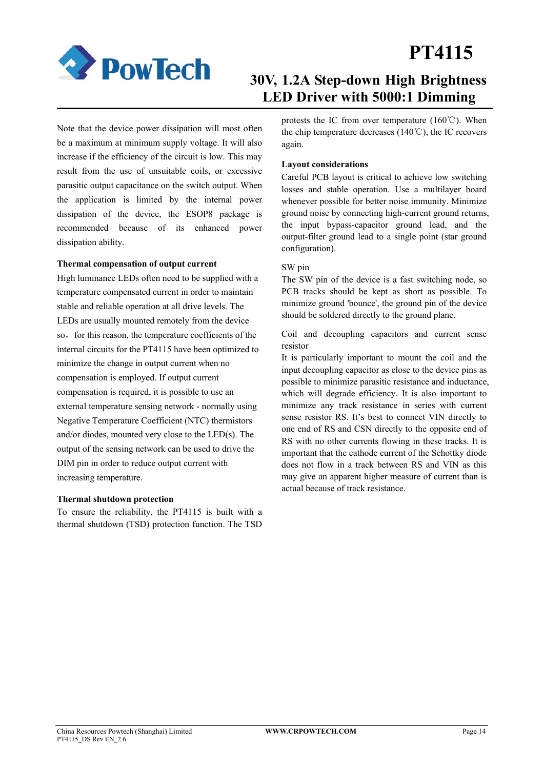Note that the device power dissipation will most often be a maximum at minimum supply voltage. It will also increase if the efficiency of the circuit is low. This may result from the use of unsuitable coils, or excessive parasitic output capacitance on the switch output. When the application is limited by the internal power dissipation of the device, the ESOP8 package is recommended because of its enhanced power dissipation ability.

**Thermal compensation of output current**

High luminance LEDs often need to be supplied with a temperature compensated current in order to maintain stable and reliable operation at all drive levels. The LEDs are usually mounted remotely from the device so，for this reason, the temperature coefficients of the internal circuits for the PT4115 have been optimized to minimize the change in output current when no compensation is employed. If output current compensation is required, it is possible to use an external temperature sensing network - normally using Negative Temperature Coefficient (NTC) thermistors and/or diodes, mounted very close to the LED(s). The output of the sensing network can be used to drive the DIM pin in order to reduce output current with increasing temperature.

**Thermal shutdown protection**

To ensure the reliability, the PT4115 is built with a thermal shutdown (TSD) protection function. The TSD protests the IC from over temperature (160℃). When the chip temperature decreases (140℃), the IC recovers again.

**Layout considerations**

Careful PCB layout is critical to achieve low switching losses and stable operation. Use a multilayer board whenever possible for better noise immunity. Minimize ground noise by connecting high-current ground returns, the input bypass-capacitor ground lead, and the output-filter ground lead to a single point (star ground configuration).

SW pin

The SW pin of the device is a fast switching node, so PCB tracks should be kept as short as possible. To minimize ground 'bounce', the ground pin of the device should be soldered directly to the ground plane.

Coil and decoupling capacitors and current sense resistor

It is particularly important to mount the coil and the input decoupling capacitor as close to the device pins as possible to minimize parasitic resistance and inductance, which will degrade efficiency. It is also important to minimize any track resistance in series with current sense resistor RS. It's best to connect VIN directly to one end of RS and CSN directly to the opposite end of RS with no other currents flowing in these tracks. It is important that the cathode current of the Schottky diode does not flow in a track between RS and VIN as this may give an apparent higher measure of current than is actual because of track resistance.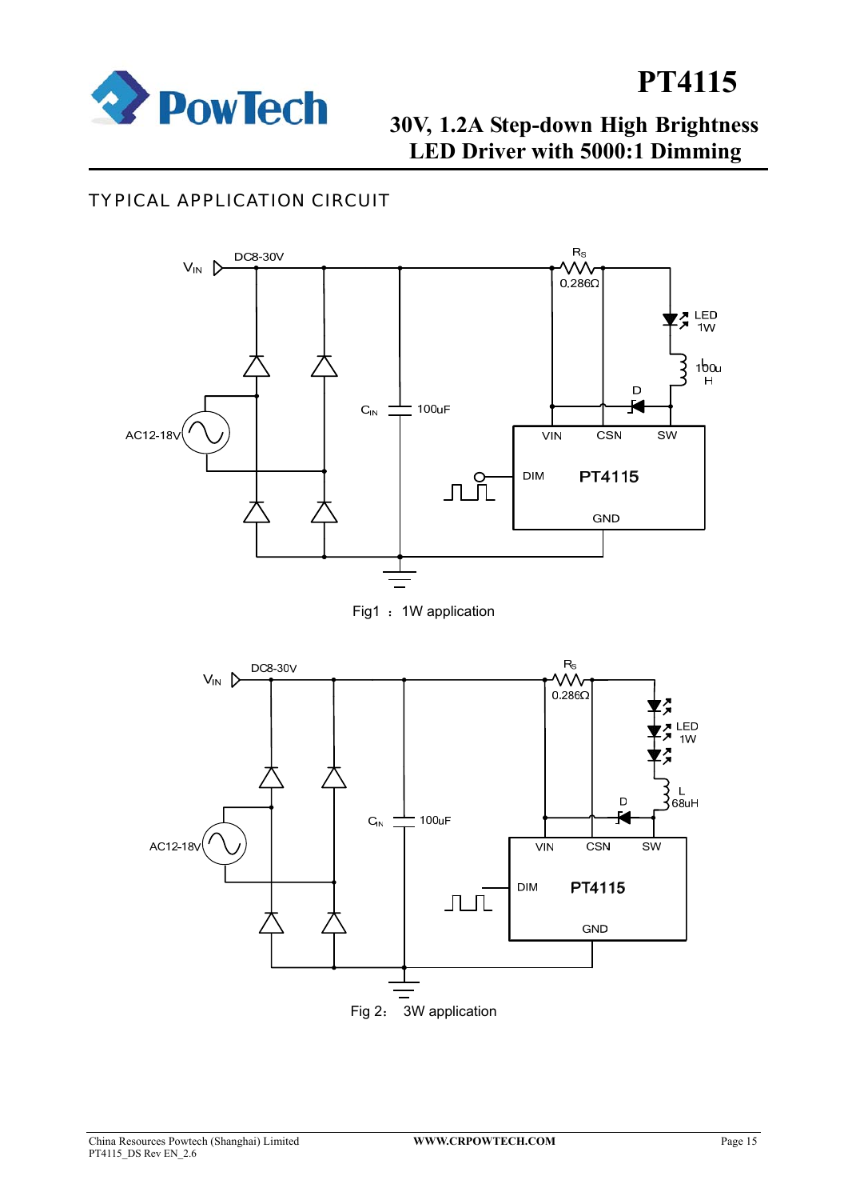## TYPICAL APPLICATION CIRCUIT

Fig1 ： 1W application

Fig 2： 3W application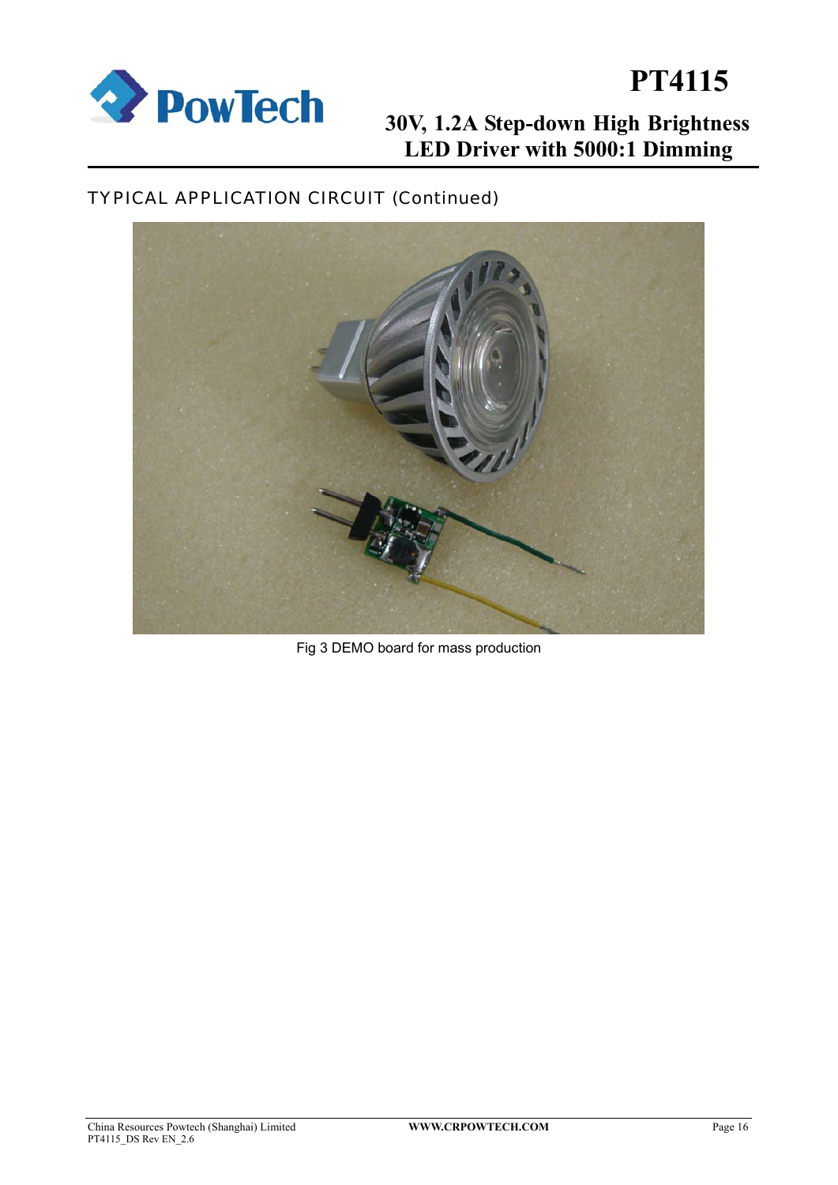## TYPICAL APPLICATION CIRCUIT (Continued)

Fig 3 DEMO board for mass production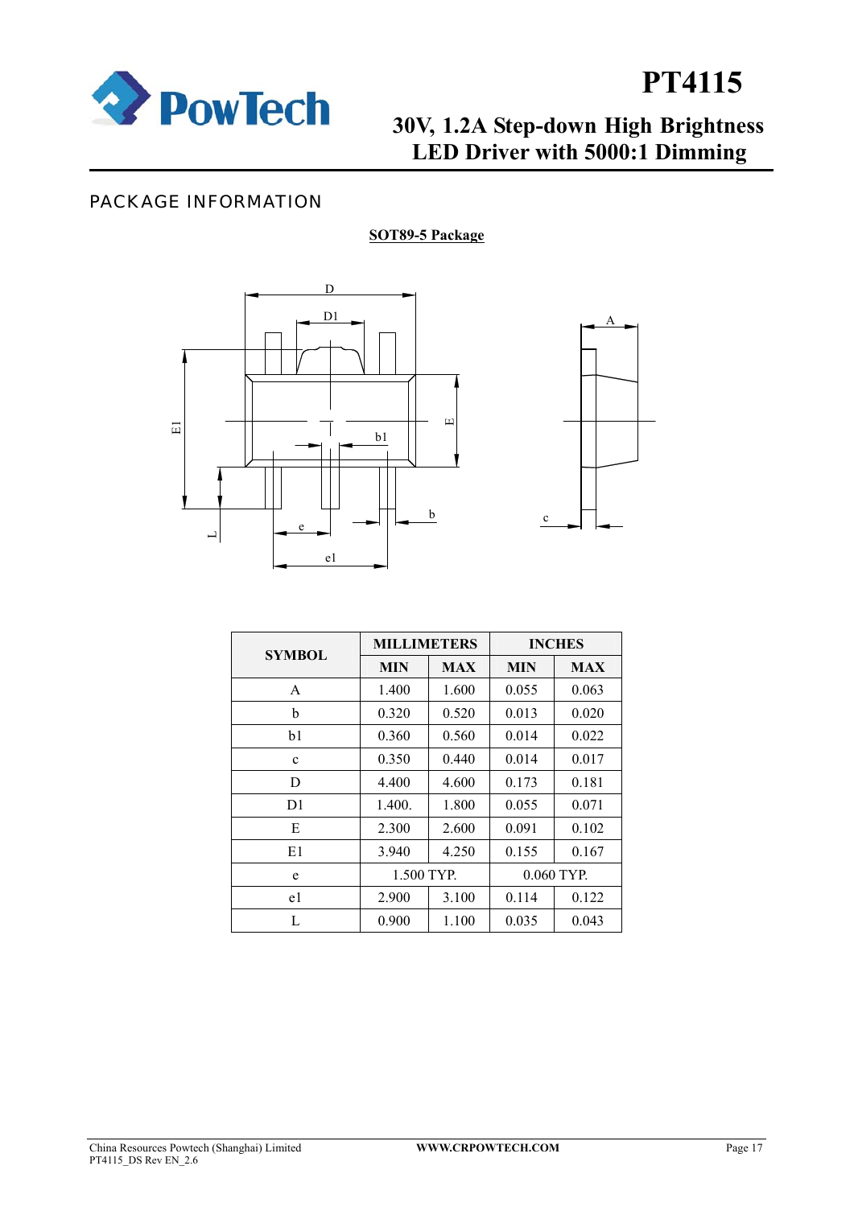## PACKAGE INFORMATION

**SOT89-5 Package**

| SYMBOL | MILLIMETERS | | INCHES | |
|---|---|---|---|---|
| | MIN | MAX | MIN | MAX |
| A | 1.400 | 1.600 | 0.055 | 0.063 |
| b | 0.320 | 0.520 | 0.013 | 0.020 |
| b1 | 0.360 | 0.560 | 0.014 | 0.022 |
| c | 0.350 | 0.440 | 0.014 | 0.017 |
| D | 4.400 | 4.600 | 0.173 | 0.181 |
| D1 | 1.400. | 1.800 | 0.055 | 0.071 |
| E | 2.300 | 2.600 | 0.091 | 0.102 |
| E1 | 3.940 | 4.250 | 0.155 | 0.167 |
| e | 1.500 TYP. | | 0.060 TYP. | |
| e1 | 2.900 | 3.100 | 0.114 | 0.122 |
| L | 0.900 | 1.100 | 0.035 | 0.043 |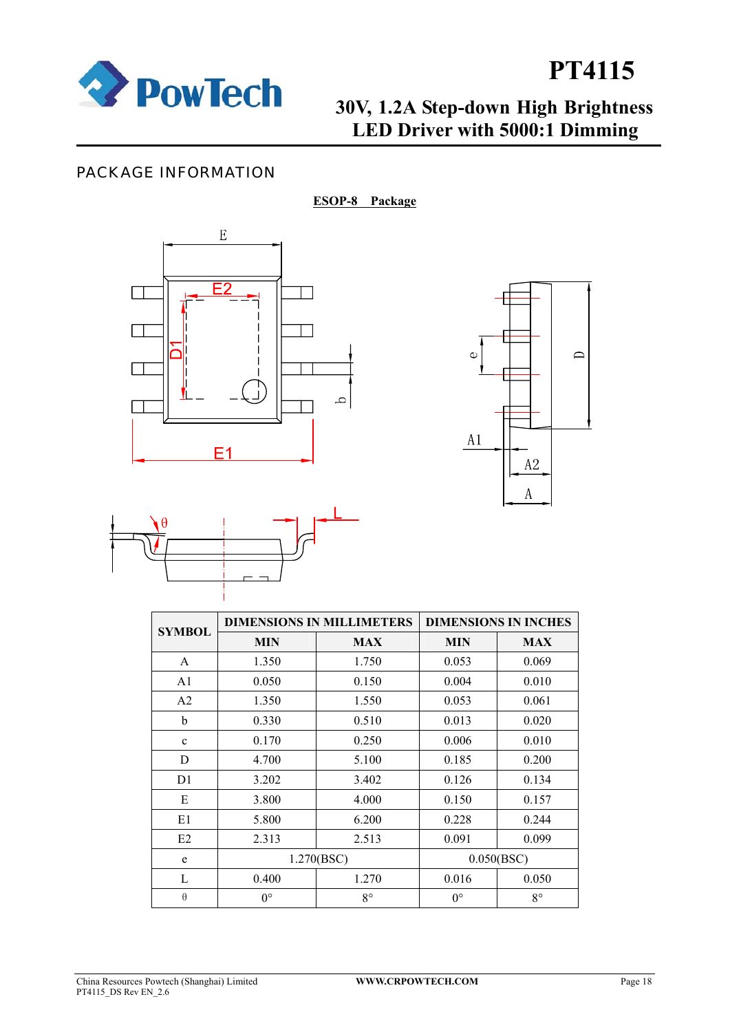## PACKAGE INFORMATION

**ESOP-8 Package**

E
E2
D1
b
E1
e
D
A1
A2
A
θ
L

| SYMBOL | DIMENSIONS IN MILLIMETERS | | DIMENSIONS IN INCHES | |
|---|---|---|---|---|
| | MIN | MAX | MIN | MAX |
| A | 1.350 | 1.750 | 0.053 | 0.069 |
| A1 | 0.050 | 0.150 | 0.004 | 0.010 |
| A2 | 1.350 | 1.550 | 0.053 | 0.061 |
| b | 0.330 | 0.510 | 0.013 | 0.020 |
| c | 0.170 | 0.250 | 0.006 | 0.010 |
| D | 4.700 | 5.100 | 0.185 | 0.200 |
| D1 | 3.202 | 3.402 | 0.126 | 0.134 |
| E | 3.800 | 4.000 | 0.150 | 0.157 |
| E1 | 5.800 | 6.200 | 0.228 | 0.244 |
| E2 | 2.313 | 2.513 | 0.091 | 0.099 |
| e | 1.270(BSC) | | 0.050(BSC) | |
| L | 0.400 | 1.270 | 0.016 | 0.050 |
| θ | 0° | 8° | 0° | 8° |